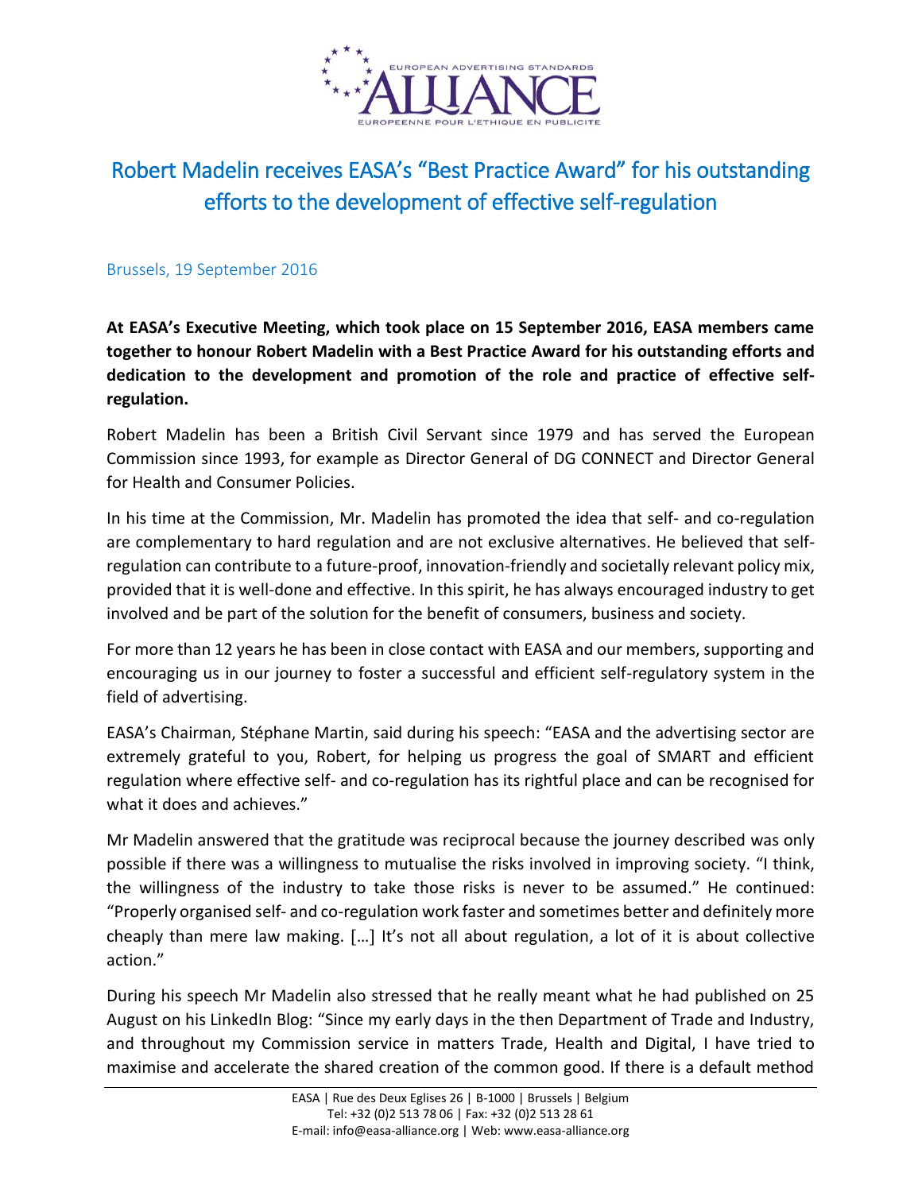# Robert Madelin receives EASA's "Best Practice Award" for his outstanding efforts to the development of effective self-regulation

Brussels, 19 September 2016

**At EASA's Executive Meeting, which took place on 15 September 2016, EASA members came together to honour Robert Madelin with a Best Practice Award for his outstanding efforts and dedication to the development and promotion of the role and practice of effective self-regulation.**

Robert Madelin has been a British Civil Servant since 1979 and has served the European Commission since 1993, for example as Director General of DG CONNECT and Director General for Health and Consumer Policies.

In his time at the Commission, Mr. Madelin has promoted the idea that self- and co-regulation are complementary to hard regulation and are not exclusive alternatives. He believed that self-regulation can contribute to a future-proof, innovation-friendly and societally relevant policy mix, provided that it is well-done and effective. In this spirit, he has always encouraged industry to get involved and be part of the solution for the benefit of consumers, business and society.

For more than 12 years he has been in close contact with EASA and our members, supporting and encouraging us in our journey to foster a successful and efficient self-regulatory system in the field of advertising.

EASA's Chairman, Stéphane Martin, said during his speech: "EASA and the advertising sector are extremely grateful to you, Robert, for helping us progress the goal of SMART and efficient regulation where effective self- and co-regulation has its rightful place and can be recognised for what it does and achieves."

Mr Madelin answered that the gratitude was reciprocal because the journey described was only possible if there was a willingness to mutualise the risks involved in improving society. "I think, the willingness of the industry to take those risks is never to be assumed." He continued: "Properly organised self- and co-regulation work faster and sometimes better and definitely more cheaply than mere law making. […] It's not all about regulation, a lot of it is about collective action."

During his speech Mr Madelin also stressed that he really meant what he had published on 25 August on his LinkedIn Blog: "Since my early days in the then Department of Trade and Industry, and throughout my Commission service in matters Trade, Health and Digital, I have tried to maximise and accelerate the shared creation of the common good. If there is a default method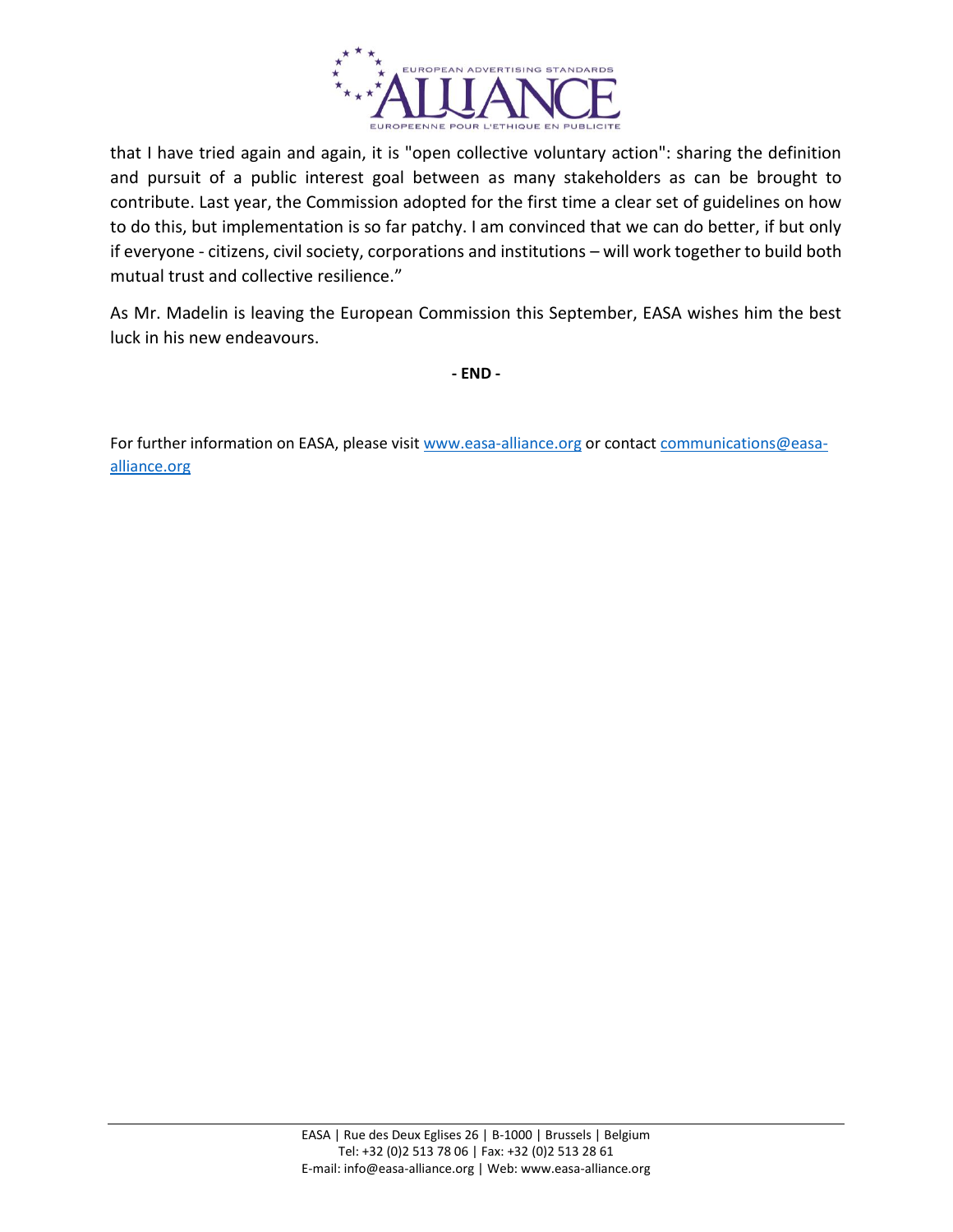that I have tried again and again, it is "open collective voluntary action": sharing the definition and pursuit of a public interest goal between as many stakeholders as can be brought to contribute. Last year, the Commission adopted for the first time a clear set of guidelines on how to do this, but implementation is so far patchy. I am convinced that we can do better, if but only if everyone - citizens, civil society, corporations and institutions – will work together to build both mutual trust and collective resilience."

As Mr. Madelin is leaving the European Commission this September, EASA wishes him the best luck in his new endeavours.

**- END -**

For further information on EASA, please visit [www.easa-alliance.org](http://www.easa-alliance.org) or contact [communications@easa-alliance.org](mailto:communications@easa-alliance.org)